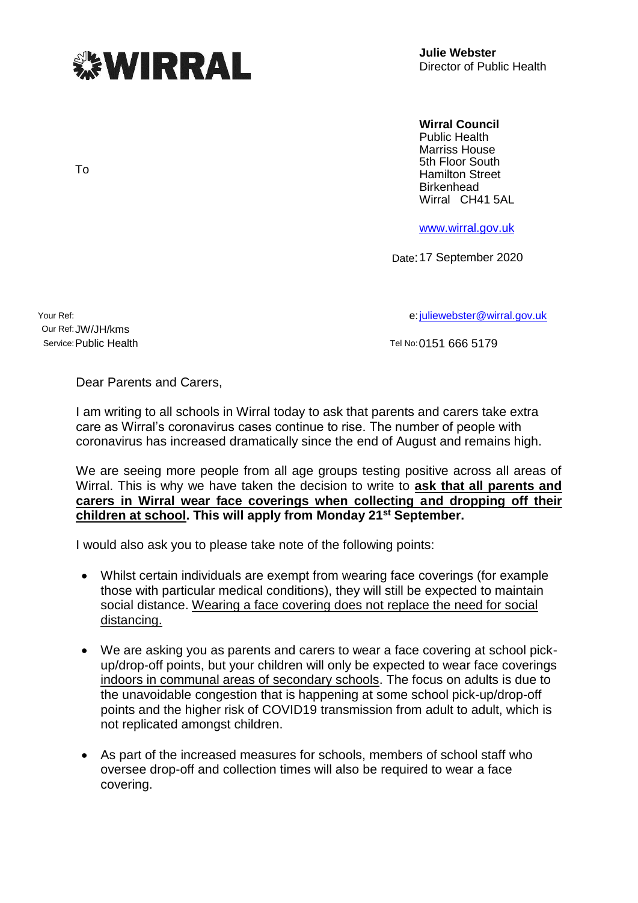**WIRRAL**

**Julie Webster**
Director of Public Health

**Wirral Council**
Public Health
Marriss House
5th Floor South
Hamilton Street
Birkenhead
Wirral CH41 5AL

www.wirral.gov.uk

Date: 17 September 2020

To

Your Ref:
Our Ref: JW/JH/kms
Service: Public Health

e: juliewebster@wirral.gov.uk
Tel No: 0151 666 5179

Dear Parents and Carers,

I am writing to all schools in Wirral today to ask that parents and carers take extra care as Wirral's coronavirus cases continue to rise. The number of people with coronavirus has increased dramatically since the end of August and remains high.

We are seeing more people from all age groups testing positive across all areas of Wirral. This is why we have taken the decision to write to <u>**ask that all parents and carers in Wirral wear face coverings when collecting and dropping off their children at school**</u>**. This will apply from Monday 21st September.**

I would also ask you to please take note of the following points:

- Whilst certain individuals are exempt from wearing face coverings (for example those with particular medical conditions), they will still be expected to maintain social distance. <u>Wearing a face covering does not replace the need for social distancing.</u>

- We are asking you as parents and carers to wear a face covering at school pick-up/drop-off points, but your children will only be expected to wear face coverings <u>indoors in communal areas of secondary schools</u>. The focus on adults is due to the unavoidable congestion that is happening at some school pick-up/drop-off points and the higher risk of COVID19 transmission from adult to adult, which is not replicated amongst children.

- As part of the increased measures for schools, members of school staff who oversee drop-off and collection times will also be required to wear a face covering.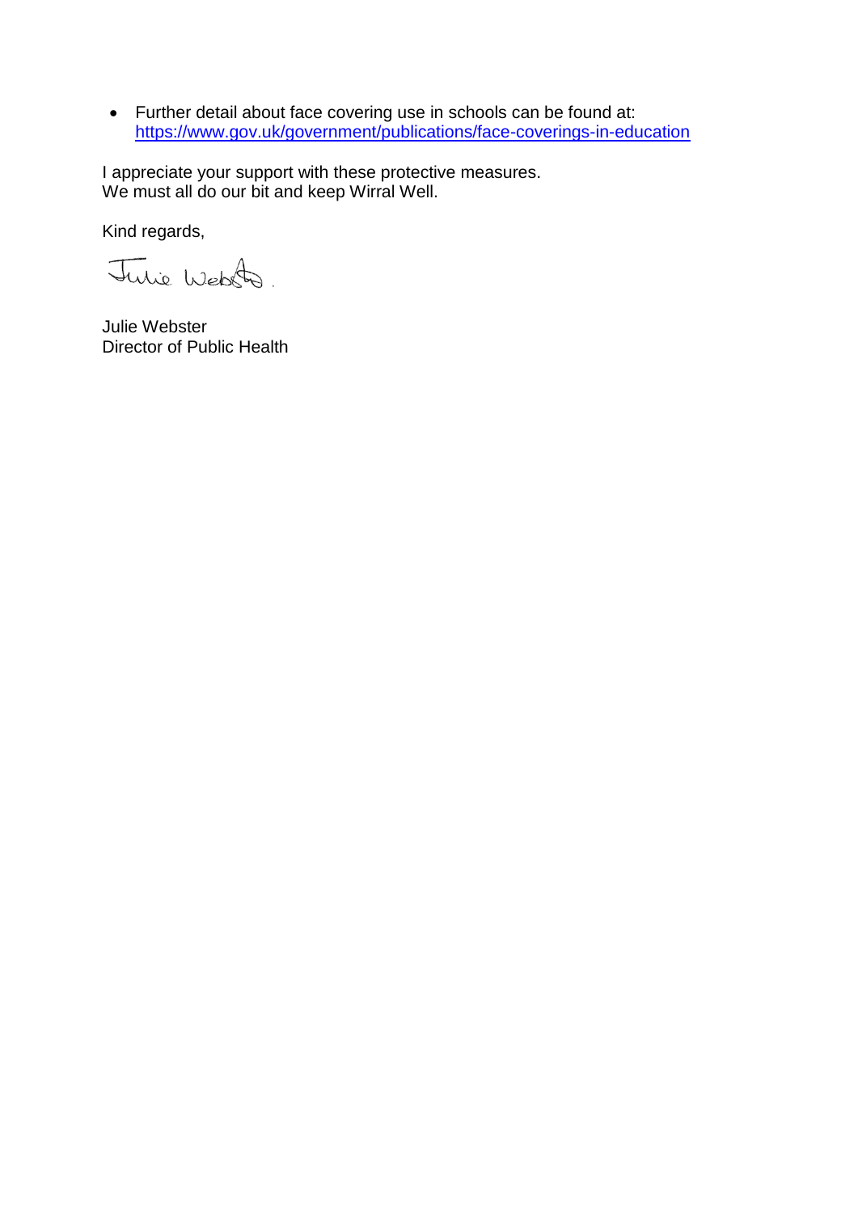- Further detail about face covering use in schools can be found at: https://www.gov.uk/government/publications/face-coverings-in-education

I appreciate your support with these protective measures.
We must all do our bit and keep Wirral Well.

Kind regards,

Julie Webster

Julie Webster
Director of Public Health